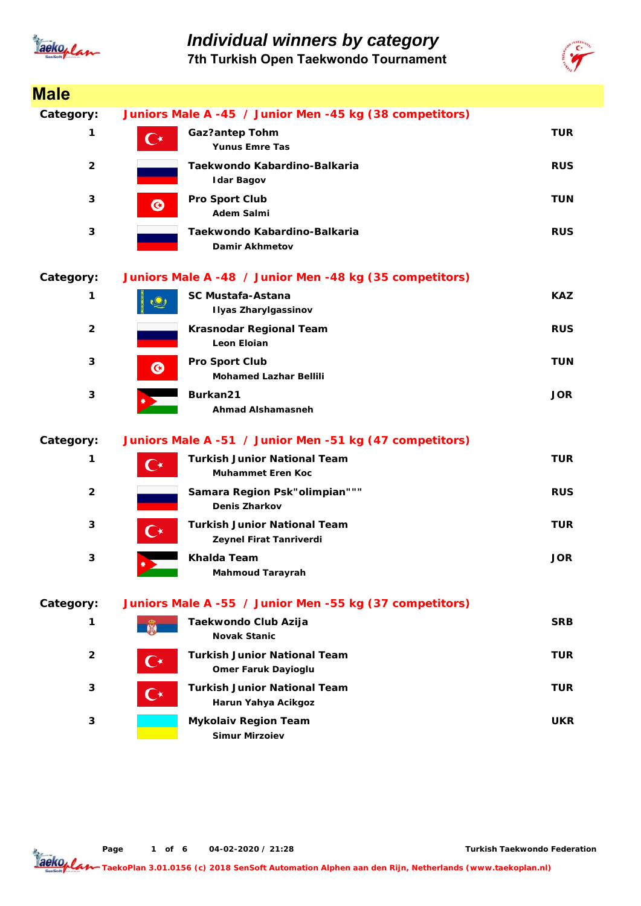# Individual winners by category

## 7th Turkish Open Taekwondo Tournament

## Male

**Category:** Juniors Male A -45 / Junior Men -45 kg (38 competitors)

| Place | Club / Name | Country |
|---|---|---|
| 1 | **Gaz?antep Tohm**<br>Yunus Emre Tas | TUR |
| 2 | **Taekwondo Kabardino-Balkaria**<br>Idar Bagov | RUS |
| 3 | **Pro Sport Club**<br>Adem Salmi | TUN |
| 3 | **Taekwondo Kabardino-Balkaria**<br>Damir Akhmetov | RUS |

**Category:** Juniors Male A -48 / Junior Men -48 kg (35 competitors)

| Place | Club / Name | Country |
|---|---|---|
| 1 | **SC Mustafa-Astana**<br>Ilyas Zharylgassinov | KAZ |
| 2 | **Krasnodar Regional Team**<br>Leon Eloian | RUS |
| 3 | **Pro Sport Club**<br>Mohamed Lazhar Bellili | TUN |
| 3 | **Burkan21**<br>Ahmad Alshamasneh | JOR |

**Category:** Juniors Male A -51 / Junior Men -51 kg (47 competitors)

| Place | Club / Name | Country |
|---|---|---|
| 1 | **Turkish Junior National Team**<br>Muhammet Eren Koc | TUR |
| 2 | **Samara Region Psk"olimpian"""**<br>Denis Zharkov | RUS |
| 3 | **Turkish Junior National Team**<br>Zeynel Firat Tanriverdi | TUR |
| 3 | **Khalda Team**<br>Mahmoud Tarayrah | JOR |

**Category:** Juniors Male A -55 / Junior Men -55 kg (37 competitors)

| Place | Club / Name | Country |
|---|---|---|
| 1 | **Taekwondo Club Azija**<br>Novak Stanic | SRB |
| 2 | **Turkish Junior National Team**<br>Omer Faruk Dayioglu | TUR |
| 3 | **Turkish Junior National Team**<br>Harun Yahya Acikgoz | TUR |
| 3 | **Mykolaiv Region Team**<br>Simur Mirzoiev | UKR |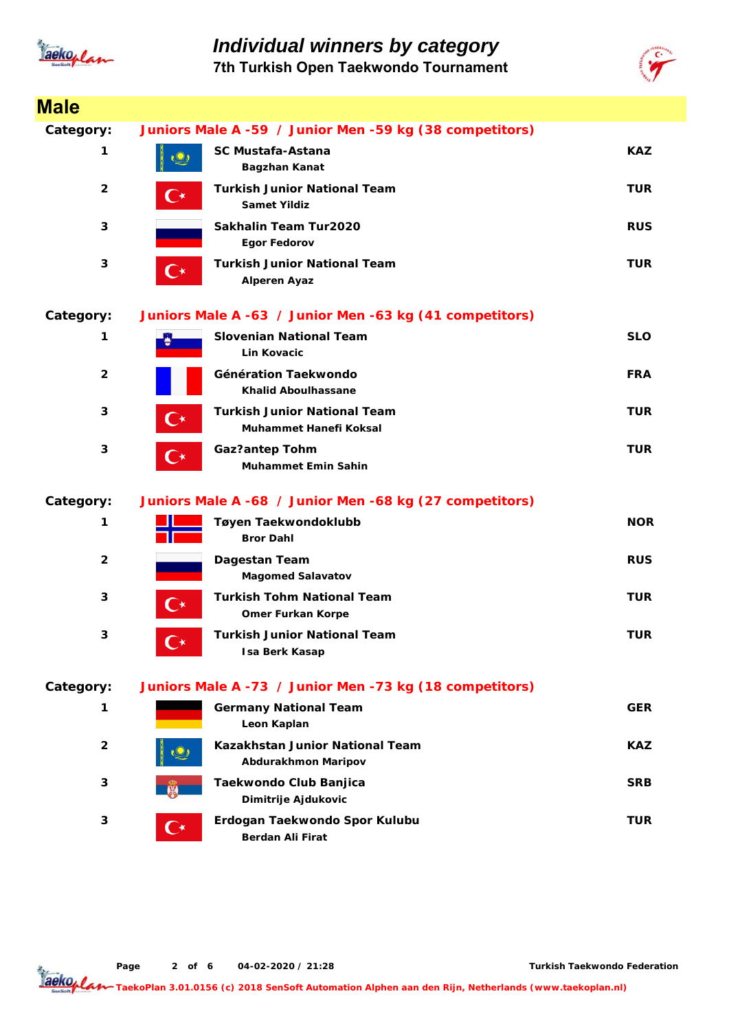# Individual winners by category

## 7th Turkish Open Taekwondo Tournament

## Male

**Category: Juniors Male A -59 / Junior Men -59 kg (38 competitors)**

| Place | Team / Athlete | Country |
|---|---|---|
| 1 | **SC Mustafa-Astana** — Bagzhan Kanat | KAZ |
| 2 | **Turkish Junior National Team** — Samet Yildiz | TUR |
| 3 | **Sakhalin Team Tur2020** — Egor Fedorov | RUS |
| 3 | **Turkish Junior National Team** — Alperen Ayaz | TUR |

**Category: Juniors Male A -63 / Junior Men -63 kg (41 competitors)**

| Place | Team / Athlete | Country |
|---|---|---|
| 1 | **Slovenian National Team** — Lin Kovacic | SLO |
| 2 | **Génération Taekwondo** — Khalid Aboulhassane | FRA |
| 3 | **Turkish Junior National Team** — Muhammet Hanefi Koksal | TUR |
| 3 | **Gaz?antep Tohm** — Muhammet Emin Sahin | TUR |

**Category: Juniors Male A -68 / Junior Men -68 kg (27 competitors)**

| Place | Team / Athlete | Country |
|---|---|---|
| 1 | **Tøyen Taekwondoklubb** — Bror Dahl | NOR |
| 2 | **Dagestan Team** — Magomed Salavatov | RUS |
| 3 | **Turkish Tohm National Team** — Omer Furkan Korpe | TUR |
| 3 | **Turkish Junior National Team** — Isa Berk Kasap | TUR |

**Category: Juniors Male A -73 / Junior Men -73 kg (18 competitors)**

| Place | Team / Athlete | Country |
|---|---|---|
| 1 | **Germany National Team** — Leon Kaplan | GER |
| 2 | **Kazakhstan Junior National Team** — Abdurakhmon Maripov | KAZ |
| 3 | **Taekwondo Club Banjica** — Dimitrije Ajdukovic | SRB |
| 3 | **Erdogan Taekwondo Spor Kulubu** — Berdan Ali Firat | TUR |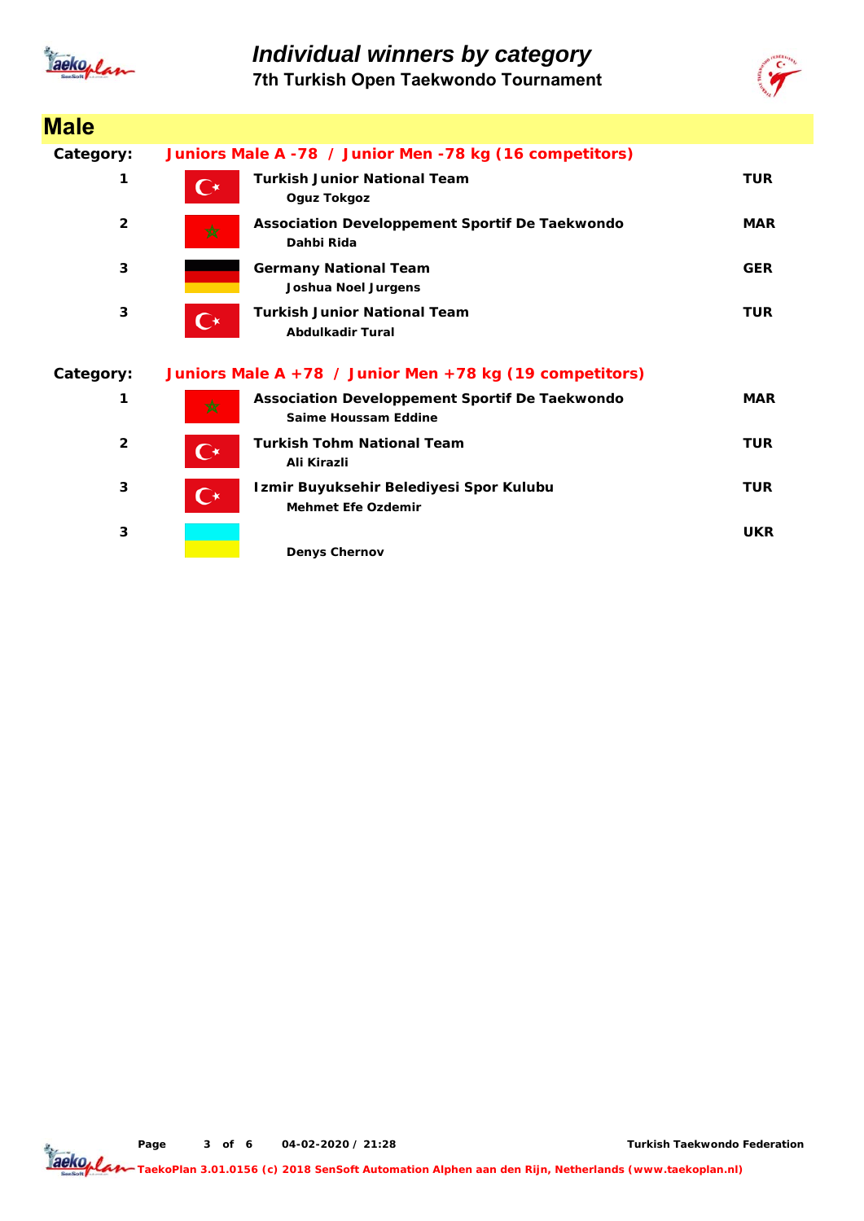# Individual winners by category

## 7th Turkish Open Taekwondo Tournament

## Male

**Category:** Juniors Male A -78 / Junior Men -78 kg (16 competitors)

| Place | Team / Athlete | Country |
|---|---|---|
| 1 | **Turkish Junior National Team**<br>Oguz Tokgoz | TUR |
| 2 | **Association Developpement Sportif De Taekwondo**<br>Dahbi Rida | MAR |
| 3 | **Germany National Team**<br>Joshua Noel Jurgens | GER |
| 3 | **Turkish Junior National Team**<br>Abdulkadir Tural | TUR |

**Category:** Juniors Male A +78 / Junior Men +78 kg (19 competitors)

| Place | Team / Athlete | Country |
|---|---|---|
| 1 | **Association Developpement Sportif De Taekwondo**<br>Saime Houssam Eddine | MAR |
| 2 | **Turkish Tohm National Team**<br>Ali Kirazli | TUR |
| 3 | **Izmir Buyuksehir Belediyesi Spor Kulubu**<br>Mehmet Efe Ozdemir | TUR |
| 3 | Denys Chernov | UKR |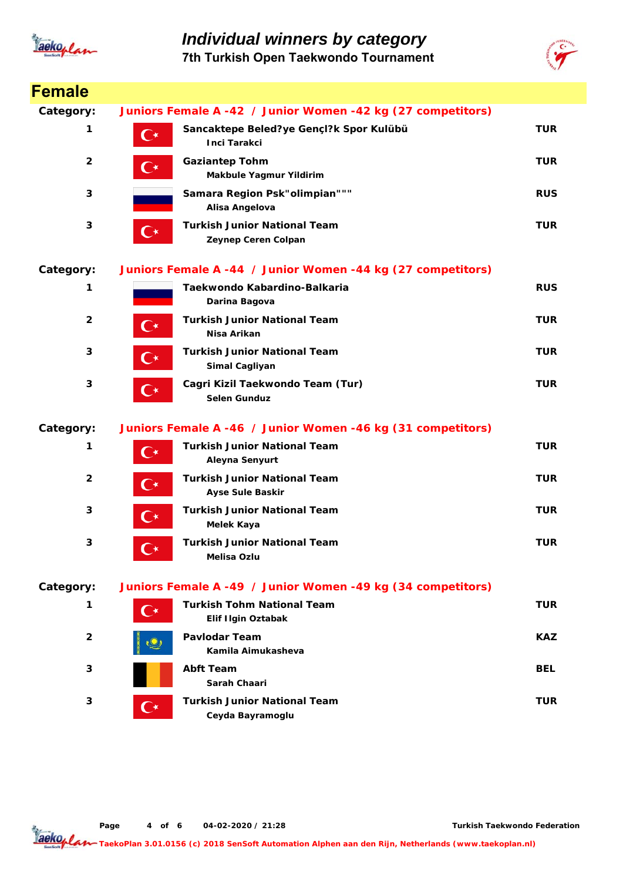# Individual winners by category

## 7th Turkish Open Taekwondo Tournament

## Female

**Category:** Juniors Female A -42 / Junior Women -42 kg (27 competitors)

| Place | Club / Name | Country |
|---|---|---|
| 1 | **Sancaktepe Beled?ye Gençl?k Spor Kulübü**<br>Inci Tarakci | TUR |
| 2 | **Gaziantep Tohm**<br>Makbule Yagmur Yildirim | TUR |
| 3 | **Samara Region Psk"olimpian"""**<br>Alisa Angelova | RUS |
| 3 | **Turkish Junior National Team**<br>Zeynep Ceren Colpan | TUR |

**Category:** Juniors Female A -44 / Junior Women -44 kg (27 competitors)

| Place | Club / Name | Country |
|---|---|---|
| 1 | **Taekwondo Kabardino-Balkaria**<br>Darina Bagova | RUS |
| 2 | **Turkish Junior National Team**<br>Nisa Arikan | TUR |
| 3 | **Turkish Junior National Team**<br>Simal Cagliyan | TUR |
| 3 | **Cagri Kizil Taekwondo Team (Tur)**<br>Selen Gunduz | TUR |

**Category:** Juniors Female A -46 / Junior Women -46 kg (31 competitors)

| Place | Club / Name | Country |
|---|---|---|
| 1 | **Turkish Junior National Team**<br>Aleyna Senyurt | TUR |
| 2 | **Turkish Junior National Team**<br>Ayse Sule Baskir | TUR |
| 3 | **Turkish Junior National Team**<br>Melek Kaya | TUR |
| 3 | **Turkish Junior National Team**<br>Melisa Ozlu | TUR |

**Category:** Juniors Female A -49 / Junior Women -49 kg (34 competitors)

| Place | Club / Name | Country |
|---|---|---|
| 1 | **Turkish Tohm National Team**<br>Elif Ilgin Oztabak | TUR |
| 2 | **Pavlodar Team**<br>Kamila Aimukasheva | KAZ |
| 3 | **Abft Team**<br>Sarah Chaari | BEL |
| 3 | **Turkish Junior National Team**<br>Ceyda Bayramoglu | TUR |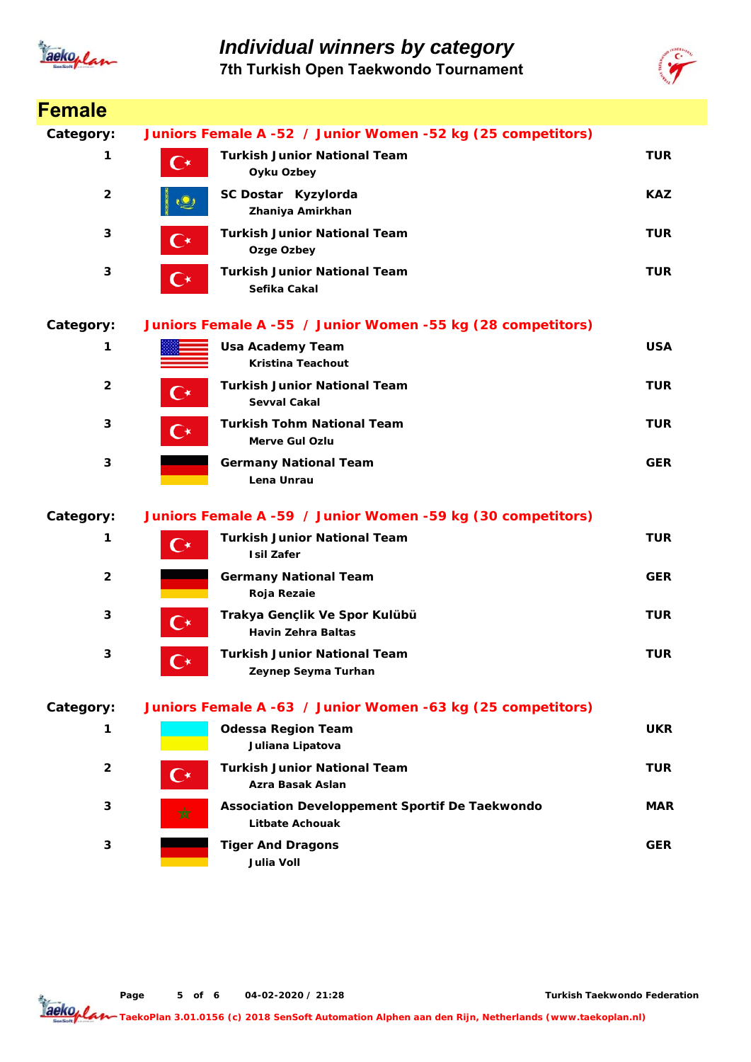# Individual winners by category

## 7th Turkish Open Taekwondo Tournament

## Female

**Category:** Juniors Female A -52 / Junior Women -52 kg (25 competitors)

| Place | Team / Name | Country |
|---|---|---|
| 1 | **Turkish Junior National Team**<br>Oyku Ozbey | TUR |
| 2 | **SC Dostar Kyzylorda**<br>Zhaniya Amirkhan | KAZ |
| 3 | **Turkish Junior National Team**<br>Ozge Ozbey | TUR |
| 3 | **Turkish Junior National Team**<br>Sefika Cakal | TUR |

**Category:** Juniors Female A -55 / Junior Women -55 kg (28 competitors)

| Place | Team / Name | Country |
|---|---|---|
| 1 | **Usa Academy Team**<br>Kristina Teachout | USA |
| 2 | **Turkish Junior National Team**<br>Sevval Cakal | TUR |
| 3 | **Turkish Tohm National Team**<br>Merve Gul Ozlu | TUR |
| 3 | **Germany National Team**<br>Lena Unrau | GER |

**Category:** Juniors Female A -59 / Junior Women -59 kg (30 competitors)

| Place | Team / Name | Country |
|---|---|---|
| 1 | **Turkish Junior National Team**<br>Isil Zafer | TUR |
| 2 | **Germany National Team**<br>Roja Rezaie | GER |
| 3 | **Trakya Gençlik Ve Spor Kulübü**<br>Havin Zehra Baltas | TUR |
| 3 | **Turkish Junior National Team**<br>Zeynep Seyma Turhan | TUR |

**Category:** Juniors Female A -63 / Junior Women -63 kg (25 competitors)

| Place | Team / Name | Country |
|---|---|---|
| 1 | **Odessa Region Team**<br>Juliana Lipatova | UKR |
| 2 | **Turkish Junior National Team**<br>Azra Basak Aslan | TUR |
| 3 | **Association Developpement Sportif De Taekwondo**<br>Litbate Achouak | MAR |
| 3 | **Tiger And Dragons**<br>Julia Voll | GER |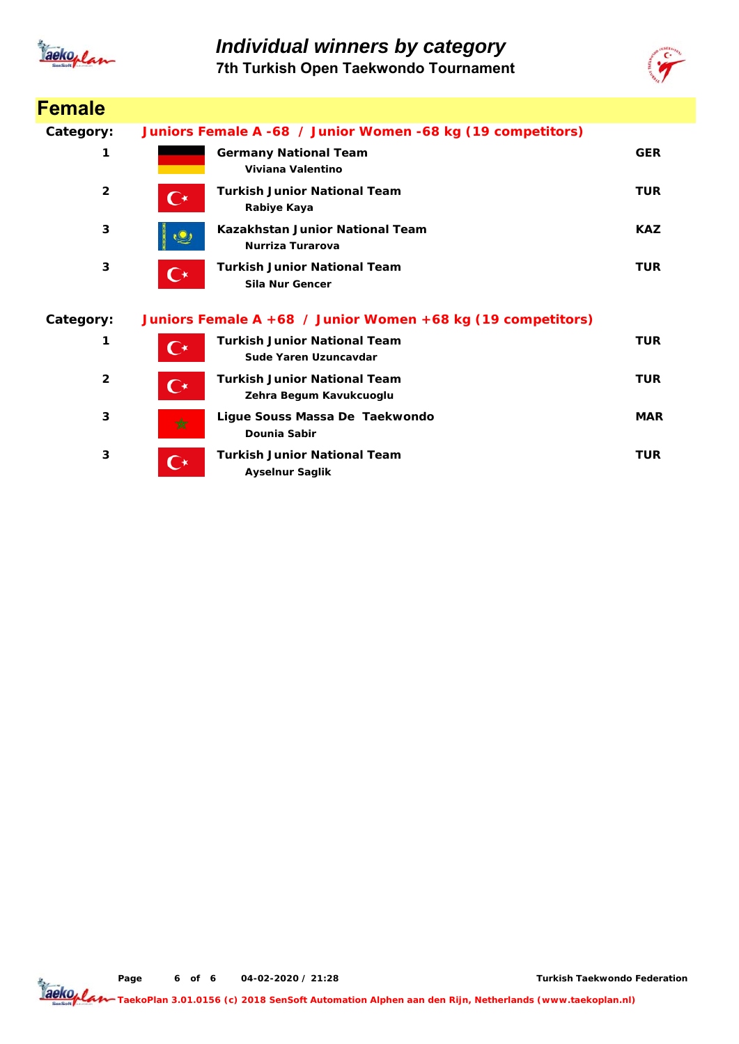# Individual winners by category

## 7th Turkish Open Taekwondo Tournament

## Female

**Category:** Juniors Female A -68 / Junior Women -68 kg (19 competitors)

| | | |
|---|---|---|
| 1 | **Germany National Team**<br>Viviana Valentino | GER |
| 2 | **Turkish Junior National Team**<br>Rabiye Kaya | TUR |
| 3 | **Kazakhstan Junior National Team**<br>Nurriza Turarova | KAZ |
| 3 | **Turkish Junior National Team**<br>Sila Nur Gencer | TUR |

**Category:** Juniors Female A +68 / Junior Women +68 kg (19 competitors)

| | | |
|---|---|---|
| 1 | **Turkish Junior National Team**<br>Sude Yaren Uzuncavdar | TUR |
| 2 | **Turkish Junior National Team**<br>Zehra Begum Kavukcuoglu | TUR |
| 3 | **Ligue Souss Massa De Taekwondo**<br>Dounia Sabir | MAR |
| 3 | **Turkish Junior National Team**<br>Ayselnur Saglik | TUR |